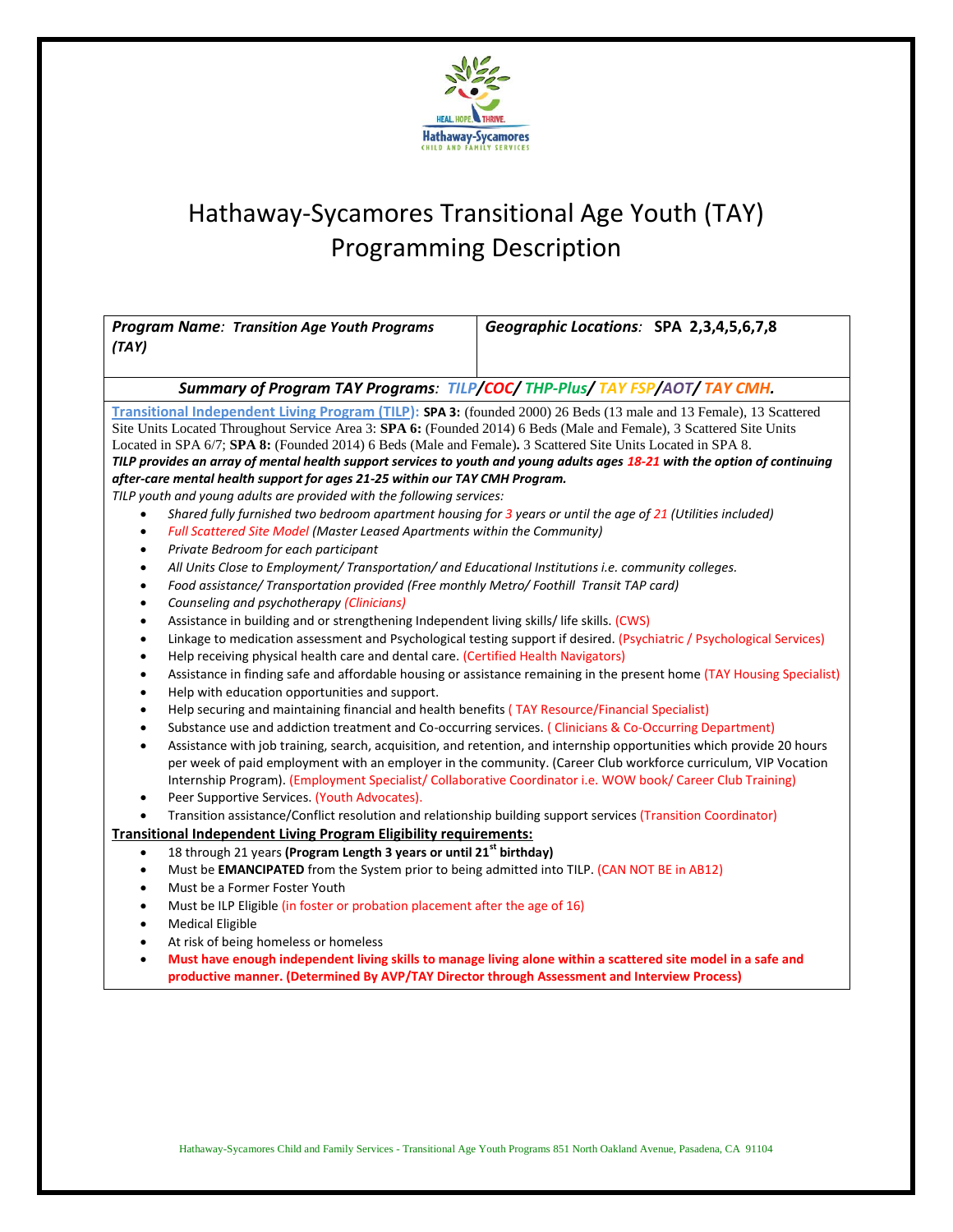# Hathaway-Sycamores Transitional Age Youth (TAY) Programming Description

| ***Program Name**: Transition Age Youth Programs (TAY)* | ***Geographic Locations**: SPA 2,3,4,5,6,7,8* |
| --- | --- |

***Summary of Program TAY Programs**: TILP/COC/ THP-Plus/ TAY FSP/AOT/ TAY CMH.*

**Transitional Independent Living Program (TILP):** **SPA 3:** (founded 2000) 26 Beds (13 male and 13 Female), 13 Scattered Site Units Located Throughout Service Area 3: **SPA 6:** (Founded 2014) 6 Beds (Male and Female), 3 Scattered Site Units Located in SPA 6/7; **SPA 8:** (Founded 2014) 6 Beds (Male and Female)**.** 3 Scattered Site Units Located in SPA 8.

***TILP provides an array of mental health support services to youth and young adults ages 18-21 with the option of continuing after-care mental health support for ages 21-25 within our TAY CMH Program.***

*TILP youth and young adults are provided with the following services:*

- *Shared fully furnished two bedroom apartment housing for 3 years or until the age of 21 (Utilities included)*
- *Full Scattered Site Model (Master Leased Apartments within the Community)*
- *Private Bedroom for each participant*
- *All Units Close to Employment/ Transportation/ and Educational Institutions i.e. community colleges.*
- *Food assistance/ Transportation provided (Free monthly Metro/ Foothill Transit TAP card)*
- *Counseling and psychotherapy (Clinicians)*
- Assistance in building and or strengthening Independent living skills/ life skills. (CWS)
- Linkage to medication assessment and Psychological testing support if desired. (Psychiatric / Psychological Services)
- Help receiving physical health care and dental care. (Certified Health Navigators)
- Assistance in finding safe and affordable housing or assistance remaining in the present home (TAY Housing Specialist)
- Help with education opportunities and support.
- Help securing and maintaining financial and health benefits ( TAY Resource/Financial Specialist)
- Substance use and addiction treatment and Co-occurring services. ( Clinicians & Co-Occurring Department)
- Assistance with job training, search, acquisition, and retention, and internship opportunities which provide 20 hours per week of paid employment with an employer in the community. (Career Club workforce curriculum, VIP Vocation Internship Program). (Employment Specialist/ Collaborative Coordinator i.e. WOW book/ Career Club Training)
- Peer Supportive Services. (Youth Advocates).
- Transition assistance/Conflict resolution and relationship building support services (Transition Coordinator)

**Transitional Independent Living Program Eligibility requirements:**

- 18 through 21 years **(Program Length 3 years or until 21st birthday)**
- Must be **EMANCIPATED** from the System prior to being admitted into TILP. (CAN NOT BE in AB12)
- Must be a Former Foster Youth
- Must be ILP Eligible (in foster or probation placement after the age of 16)
- Medical Eligible
- At risk of being homeless or homeless
- **Must have enough independent living skills to manage living alone within a scattered site model in a safe and productive manner. (Determined By AVP/TAY Director through Assessment and Interview Process)**

Hathaway-Sycamores Child and Family Services - Transitional Age Youth Programs 851 North Oakland Avenue, Pasadena, CA 91104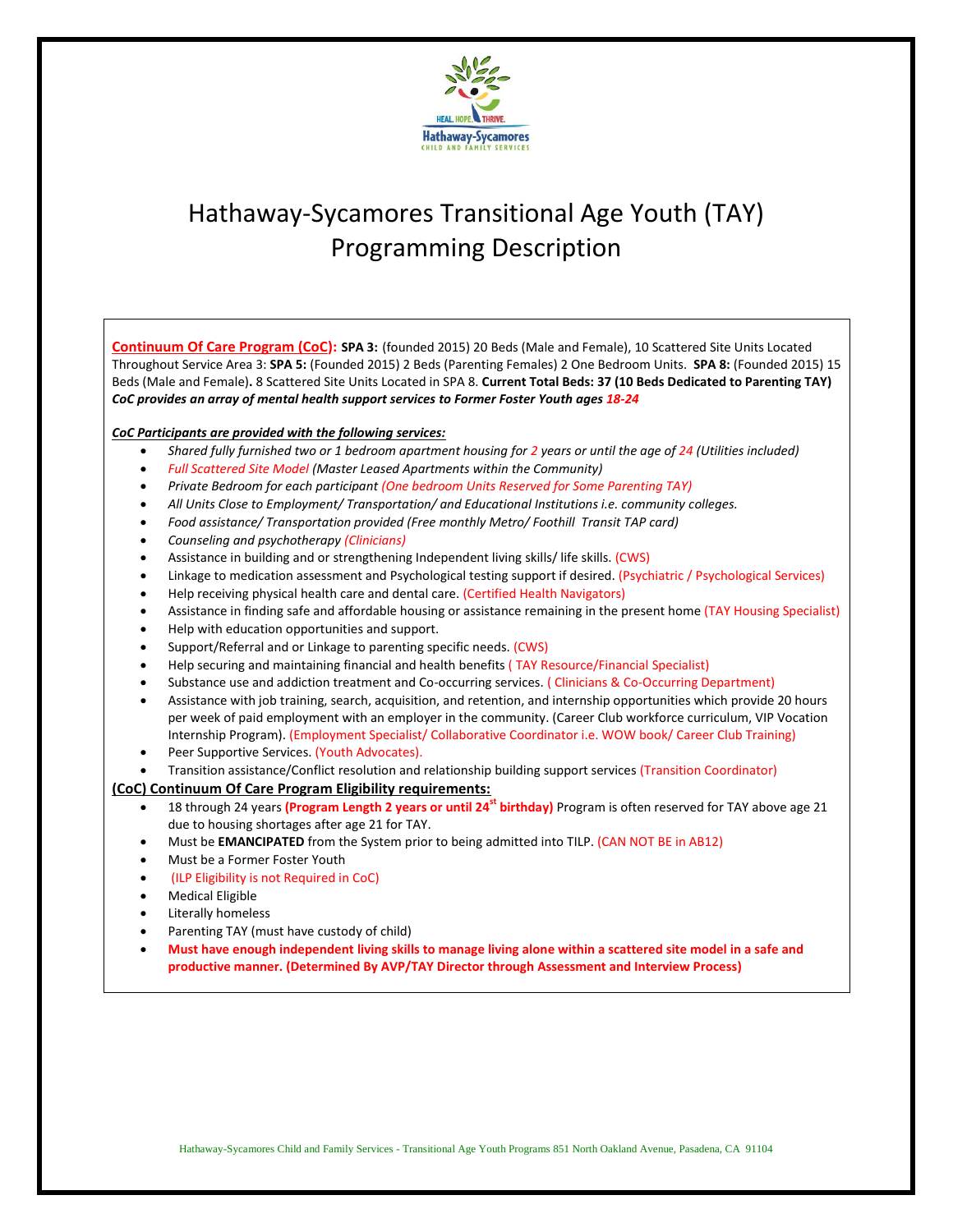# Hathaway-Sycamores Transitional Age Youth (TAY) Programming Description

**Continuum Of Care Program (CoC): SPA 3:** (founded 2015) 20 Beds (Male and Female), 10 Scattered Site Units Located Throughout Service Area 3: **SPA 5:** (Founded 2015) 2 Beds (Parenting Females) 2 One Bedroom Units. **SPA 8:** (Founded 2015) 15 Beds (Male and Female)**.** 8 Scattered Site Units Located in SPA 8. **Current Total Beds: 37 (10 Beds Dedicated to Parenting TAY)**
***CoC provides an array of mental health support services to Former Foster Youth ages 18-24***

***CoC Participants are provided with the following services:***

- *Shared fully furnished two or 1 bedroom apartment housing for 2 years or until the age of 24 (Utilities included)*
- *Full Scattered Site Model (Master Leased Apartments within the Community)*
- *Private Bedroom for each participant (One bedroom Units Reserved for Some Parenting TAY)*
- *All Units Close to Employment/ Transportation/ and Educational Institutions i.e. community colleges.*
- *Food assistance/ Transportation provided (Free monthly Metro/ Foothill Transit TAP card)*
- *Counseling and psychotherapy (Clinicians)*
- Assistance in building and or strengthening Independent living skills/ life skills. (CWS)
- Linkage to medication assessment and Psychological testing support if desired. (Psychiatric / Psychological Services)
- Help receiving physical health care and dental care. (Certified Health Navigators)
- Assistance in finding safe and affordable housing or assistance remaining in the present home (TAY Housing Specialist)
- Help with education opportunities and support.
- Support/Referral and or Linkage to parenting specific needs. (CWS)
- Help securing and maintaining financial and health benefits ( TAY Resource/Financial Specialist)
- Substance use and addiction treatment and Co-occurring services. ( Clinicians & Co-Occurring Department)
- Assistance with job training, search, acquisition, and retention, and internship opportunities which provide 20 hours per week of paid employment with an employer in the community. (Career Club workforce curriculum, VIP Vocation Internship Program). (Employment Specialist/ Collaborative Coordinator i.e. WOW book/ Career Club Training)
- Peer Supportive Services. (Youth Advocates).
- Transition assistance/Conflict resolution and relationship building support services (Transition Coordinator)

**(CoC) Continuum Of Care Program Eligibility requirements:**

- 18 through 24 years **(Program Length 2 years or until 24st birthday)** Program is often reserved for TAY above age 21 due to housing shortages after age 21 for TAY.
- Must be **EMANCIPATED** from the System prior to being admitted into TILP. (CAN NOT BE in AB12)
- Must be a Former Foster Youth
- (ILP Eligibility is not Required in CoC)
- Medical Eligible
- Literally homeless
- Parenting TAY (must have custody of child)
- **Must have enough independent living skills to manage living alone within a scattered site model in a safe and productive manner. (Determined By AVP/TAY Director through Assessment and Interview Process)**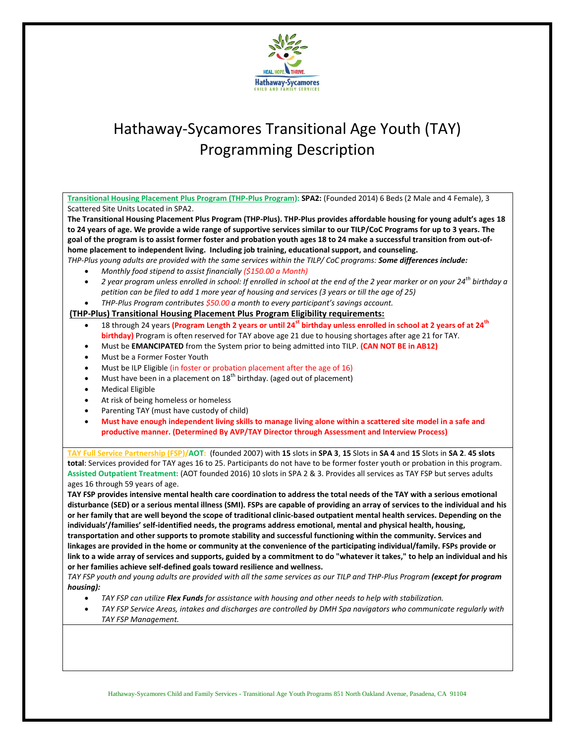# Hathaway-Sycamores Transitional Age Youth (TAY) Programming Description

**Transitional Housing Placement Plus Program (THP-Plus Program): SPA2:** (Founded 2014) 6 Beds (2 Male and 4 Female), 3 Scattered Site Units Located in SPA2.

**The Transitional Housing Placement Plus Program (THP-Plus). THP-Plus provides affordable housing for young adult's ages 18 to 24 years of age. We provide a wide range of supportive services similar to our TILP/CoC Programs for up to 3 years. The goal of the program is to assist former foster and probation youth ages 18 to 24 make a successful transition from out-of-home placement to independent living. Including job training, educational support, and counseling.**

*THP-Plus young adults are provided with the same services within the TILP/ CoC programs:* ***Some differences include:***

- *Monthly food stipend to assist financially ($150.00 a Month)*
- *2 year program unless enrolled in school: If enrolled in school at the end of the 2 year marker or on your 24th birthday a petition can be filed to add 1 more year of housing and services (3 years or till the age of 25)*
- *THP-Plus Program contributes $50.00 a month to every participant's savings account.*

**(THP-Plus) Transitional Housing Placement Plus Program Eligibility requirements:**

- 18 through 24 years **(Program Length 2 years or until 24st birthday unless enrolled in school at 2 years of at 24th birthday)** Program is often reserved for TAY above age 21 due to housing shortages after age 21 for TAY.
- Must be **EMANCIPATED** from the System prior to being admitted into TILP. **(CAN NOT BE in AB12)**
- Must be a Former Foster Youth
- Must be ILP Eligible (in foster or probation placement after the age of 16)
- Must have been in a placement on 18th birthday. (aged out of placement)
- Medical Eligible
- At risk of being homeless or homeless
- Parenting TAY (must have custody of child)
- **Must have enough independent living skills to manage living alone within a scattered site model in a safe and productive manner. (Determined By AVP/TAY Director through Assessment and Interview Process)**

**TAY Full Service Partnership (FSP)/AOT:** (founded 2007) with **15** slots in **SPA 3**, **15** Slots in **SA 4** and **15** Slots in **SA 2**. **45 slots total**: Services provided for TAY ages 16 to 25. Participants do not have to be former foster youth or probation in this program. **Assisted Outpatient Treatment:** (AOT founded 2016) 10 slots in SPA 2 & 3. Provides all services as TAY FSP but serves adults ages 16 through 59 years of age.

**TAY FSP provides intensive mental health care coordination to address the total needs of the TAY with a serious emotional disturbance (SED) or a serious mental illness (SMI). FSPs are capable of providing an array of services to the individual and his or her family that are well beyond the scope of traditional clinic-based outpatient mental health services. Depending on the individuals'/families' self-identified needs, the programs address emotional, mental and physical health, housing, transportation and other supports to promote stability and successful functioning within the community. Services and linkages are provided in the home or community at the convenience of the participating individual/family. FSPs provide or link to a wide array of services and supports, guided by a commitment to do "whatever it takes," to help an individual and his or her families achieve self-defined goals toward resilience and wellness.**

*TAY FSP youth and young adults are provided with all the same services as our TILP and THP-Plus Program* ***(except for program housing):***

- *TAY FSP can utilize* ***Flex Funds*** *for assistance with housing and other needs to help with stabilization.*
- *TAY FSP Service Areas, intakes and discharges are controlled by DMH Spa navigators who communicate regularly with TAY FSP Management.*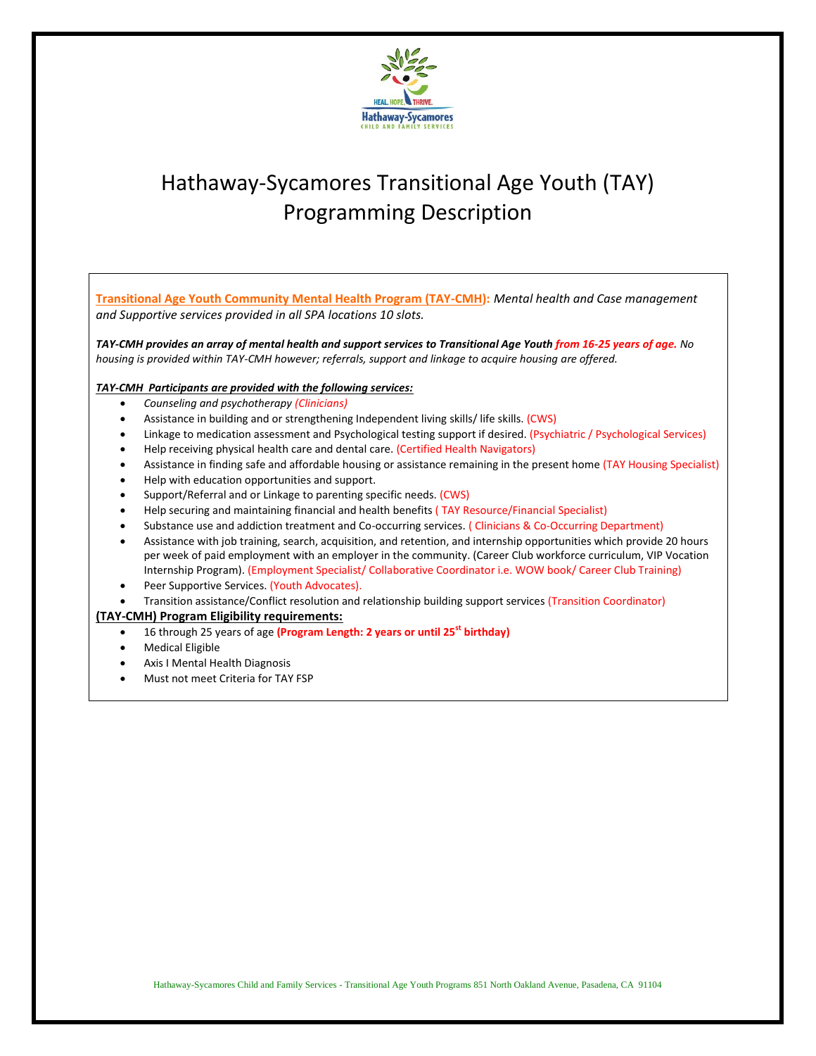# Hathaway-Sycamores Transitional Age Youth (TAY) Programming Description

**Transitional Age Youth Community Mental Health Program (TAY-CMH):** *Mental health and Case management and Supportive services provided in all SPA locations 10 slots.*

***TAY-CMH provides an array of mental health and support services to Transitional Age Youth from 16-25 years of age.*** *No housing is provided within TAY-CMH however; referrals, support and linkage to acquire housing are offered.*

***TAY-CMH Participants are provided with the following services:***

- *Counseling and psychotherapy (Clinicians)*
- Assistance in building and or strengthening Independent living skills/ life skills. (CWS)
- Linkage to medication assessment and Psychological testing support if desired. (Psychiatric / Psychological Services)
- Help receiving physical health care and dental care. (Certified Health Navigators)
- Assistance in finding safe and affordable housing or assistance remaining in the present home (TAY Housing Specialist)
- Help with education opportunities and support.
- Support/Referral and or Linkage to parenting specific needs. (CWS)
- Help securing and maintaining financial and health benefits ( TAY Resource/Financial Specialist)
- Substance use and addiction treatment and Co-occurring services. ( Clinicians & Co-Occurring Department)
- Assistance with job training, search, acquisition, and retention, and internship opportunities which provide 20 hours per week of paid employment with an employer in the community. (Career Club workforce curriculum, VIP Vocation Internship Program). (Employment Specialist/ Collaborative Coordinator i.e. WOW book/ Career Club Training)
- Peer Supportive Services. (Youth Advocates).
- Transition assistance/Conflict resolution and relationship building support services (Transition Coordinator)

**(TAY-CMH) Program Eligibility requirements:**

- 16 through 25 years of age **(Program Length: 2 years or until 25st birthday)**
- Medical Eligible
- Axis I Mental Health Diagnosis
- Must not meet Criteria for TAY FSP

Hathaway-Sycamores Child and Family Services - Transitional Age Youth Programs 851 North Oakland Avenue, Pasadena, CA 91104